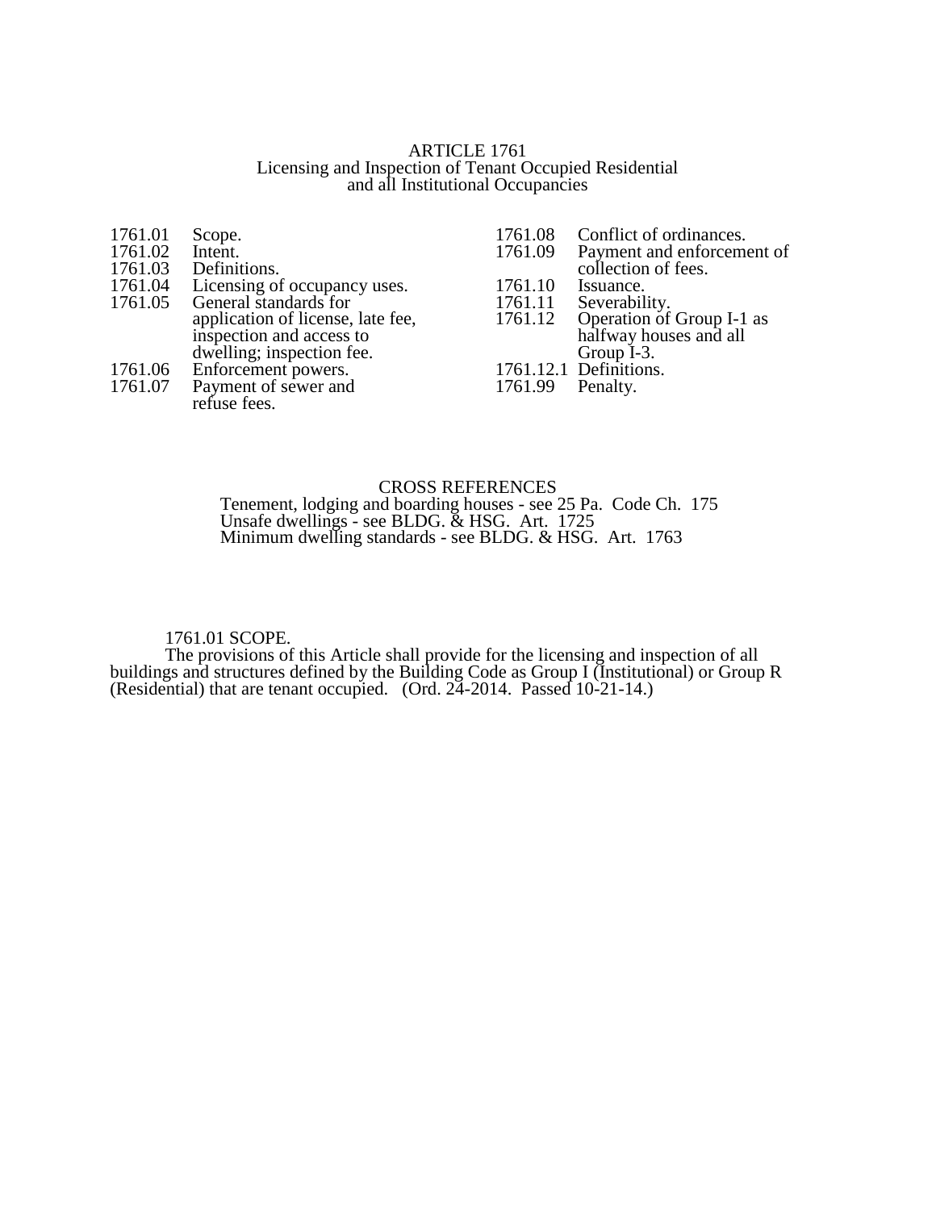# ARTICLE 1761
## Licensing and Inspection of Tenant Occupied Residential and all Institutional Occupancies

1761.01 Scope.
1761.02 Intent.
1761.03 Definitions.
1761.04 Licensing of occupancy uses.
1761.05 General standards for application of license, late fee, inspection and access to dwelling; inspection fee.
1761.06 Enforcement powers.
1761.07 Payment of sewer and refuse fees.
1761.08 Conflict of ordinances.
1761.09 Payment and enforcement of collection of fees.
1761.10 Issuance.
1761.11 Severability.
1761.12 Operation of Group I-1 as halfway houses and all Group I-3.
1761.12.1 Definitions.
1761.99 Penalty.

CROSS REFERENCES

Tenement, lodging and boarding houses - see 25 Pa. Code Ch. 175
Unsafe dwellings - see BLDG. & HSG. Art. 1725
Minimum dwelling standards - see BLDG. & HSG. Art. 1763

1761.01 SCOPE.

The provisions of this Article shall provide for the licensing and inspection of all buildings and structures defined by the Building Code as Group I (Institutional) or Group R (Residential) that are tenant occupied. (Ord. 24-2014. Passed 10-21-14.)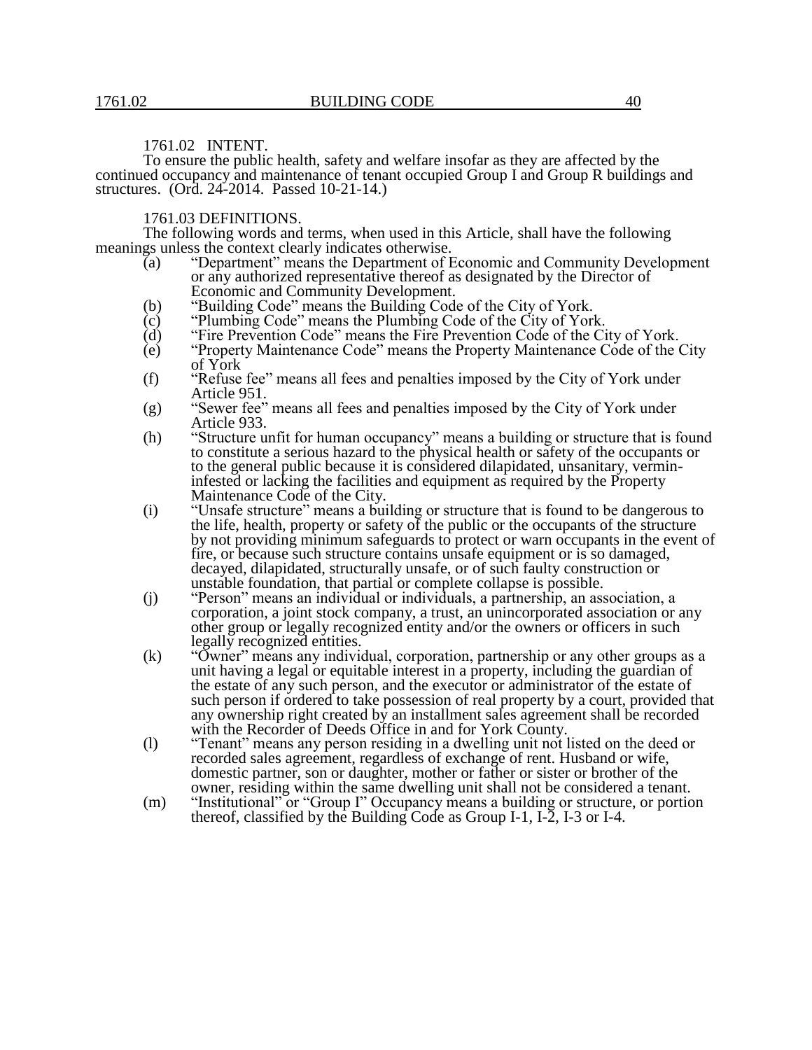1761.02 INTENT.

To ensure the public health, safety and welfare insofar as they are affected by the continued occupancy and maintenance of tenant occupied Group I and Group R buildings and structures. (Ord. 24-2014. Passed 10-21-14.)

1761.03 DEFINITIONS.

The following words and terms, when used in this Article, shall have the following meanings unless the context clearly indicates otherwise.

(a) "Department" means the Department of Economic and Community Development or any authorized representative thereof as designated by the Director of Economic and Community Development.

(b) "Building Code" means the Building Code of the City of York.

(c) "Plumbing Code" means the Plumbing Code of the City of York.

(d) "Fire Prevention Code" means the Fire Prevention Code of the City of York.

(e) "Property Maintenance Code" means the Property Maintenance Code of the City of York

(f) "Refuse fee" means all fees and penalties imposed by the City of York under Article 951.

(g) "Sewer fee" means all fees and penalties imposed by the City of York under Article 933.

(h) "Structure unfit for human occupancy" means a building or structure that is found to constitute a serious hazard to the physical health or safety of the occupants or to the general public because it is considered dilapidated, unsanitary, vermin-infested or lacking the facilities and equipment as required by the Property Maintenance Code of the City.

(i) "Unsafe structure" means a building or structure that is found to be dangerous to the life, health, property or safety of the public or the occupants of the structure by not providing minimum safeguards to protect or warn occupants in the event of fire, or because such structure contains unsafe equipment or is so damaged, decayed, dilapidated, structurally unsafe, or of such faulty construction or unstable foundation, that partial or complete collapse is possible.

(j) "Person" means an individual or individuals, a partnership, an association, a corporation, a joint stock company, a trust, an unincorporated association or any other group or legally recognized entity and/or the owners or officers in such legally recognized entities.

(k) "Owner" means any individual, corporation, partnership or any other groups as a unit having a legal or equitable interest in a property, including the guardian of the estate of any such person, and the executor or administrator of the estate of such person if ordered to take possession of real property by a court, provided that any ownership right created by an installment sales agreement shall be recorded with the Recorder of Deeds Office in and for York County.

(l) "Tenant" means any person residing in a dwelling unit not listed on the deed or recorded sales agreement, regardless of exchange of rent. Husband or wife, domestic partner, son or daughter, mother or father or sister or brother of the owner, residing within the same dwelling unit shall not be considered a tenant.

(m) "Institutional" or "Group I" Occupancy means a building or structure, or portion thereof, classified by the Building Code as Group I-1, I-2, I-3 or I-4.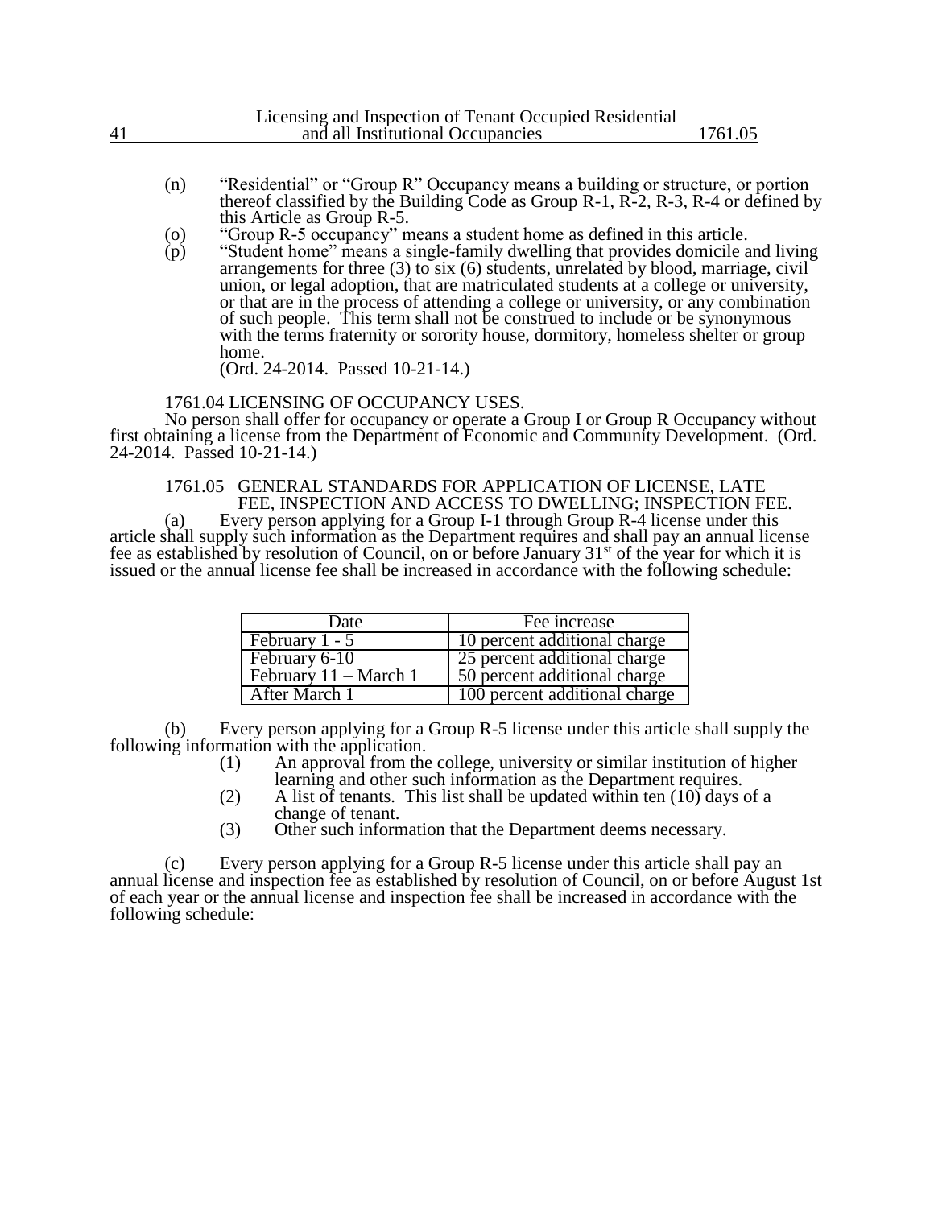(n) "Residential" or "Group R" Occupancy means a building or structure, or portion thereof classified by the Building Code as Group R-1, R-2, R-3, R-4 or defined by this Article as Group R-5.

(o) "Group R-5 occupancy" means a student home as defined in this article.

(p) "Student home" means a single-family dwelling that provides domicile and living arrangements for three (3) to six (6) students, unrelated by blood, marriage, civil union, or legal adoption, that are matriculated students at a college or university, or that are in the process of attending a college or university, or any combination of such people. This term shall not be construed to include or be synonymous with the terms fraternity or sorority house, dormitory, homeless shelter or group home.

(Ord. 24-2014. Passed 10-21-14.)

1761.04 LICENSING OF OCCUPANCY USES.

No person shall offer for occupancy or operate a Group I or Group R Occupancy without first obtaining a license from the Department of Economic and Community Development. (Ord. 24-2014. Passed 10-21-14.)

1761.05 GENERAL STANDARDS FOR APPLICATION OF LICENSE, LATE FEE, INSPECTION AND ACCESS TO DWELLING; INSPECTION FEE.

(a) Every person applying for a Group I-1 through Group R-4 license under this article shall supply such information as the Department requires and shall pay an annual license fee as established by resolution of Council, on or before January 31st of the year for which it is issued or the annual license fee shall be increased in accordance with the following schedule:

| Date | Fee increase |
| --- | --- |
| February 1 - 5 | 10 percent additional charge |
| February 6-10 | 25 percent additional charge |
| February 11 – March 1 | 50 percent additional charge |
| After March 1 | 100 percent additional charge |

(b) Every person applying for a Group R-5 license under this article shall supply the following information with the application.

(1) An approval from the college, university or similar institution of higher learning and other such information as the Department requires.

(2) A list of tenants. This list shall be updated within ten (10) days of a change of tenant.

(3) Other such information that the Department deems necessary.

(c) Every person applying for a Group R-5 license under this article shall pay an annual license and inspection fee as established by resolution of Council, on or before August 1st of each year or the annual license and inspection fee shall be increased in accordance with the following schedule: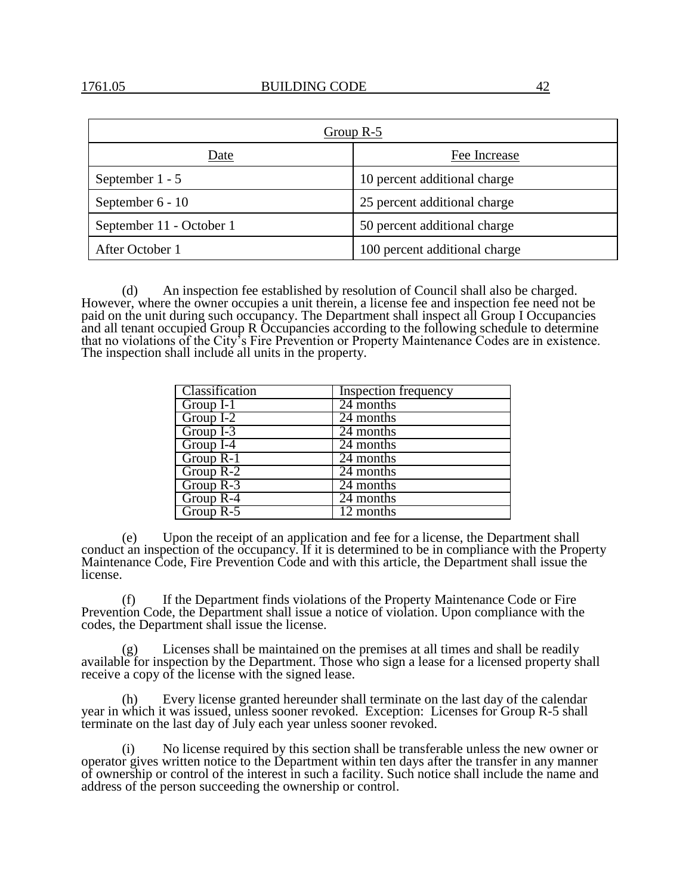| Group R-5 | |
| --- | --- |
| Date | Fee Increase |
| September 1 - 5 | 10 percent additional charge |
| September 6 - 10 | 25 percent additional charge |
| September 11 - October 1 | 50 percent additional charge |
| After October 1 | 100 percent additional charge |

(d) An inspection fee established by resolution of Council shall also be charged. However, where the owner occupies a unit therein, a license fee and inspection fee need not be paid on the unit during such occupancy. The Department shall inspect all Group I Occupancies and all tenant occupied Group R Occupancies according to the following schedule to determine that no violations of the City's Fire Prevention or Property Maintenance Codes are in existence. The inspection shall include all units in the property.

| Classification | Inspection frequency |
| --- | --- |
| Group I-1 | 24 months |
| Group I-2 | 24 months |
| Group I-3 | 24 months |
| Group I-4 | 24 months |
| Group R-1 | 24 months |
| Group R-2 | 24 months |
| Group R-3 | 24 months |
| Group R-4 | 24 months |
| Group R-5 | 12 months |

(e) Upon the receipt of an application and fee for a license, the Department shall conduct an inspection of the occupancy. If it is determined to be in compliance with the Property Maintenance Code, Fire Prevention Code and with this article, the Department shall issue the license.

(f) If the Department finds violations of the Property Maintenance Code or Fire Prevention Code, the Department shall issue a notice of violation. Upon compliance with the codes, the Department shall issue the license.

(g) Licenses shall be maintained on the premises at all times and shall be readily available for inspection by the Department. Those who sign a lease for a licensed property shall receive a copy of the license with the signed lease.

(h) Every license granted hereunder shall terminate on the last day of the calendar year in which it was issued, unless sooner revoked. Exception: Licenses for Group R-5 shall terminate on the last day of July each year unless sooner revoked.

(i) No license required by this section shall be transferable unless the new owner or operator gives written notice to the Department within ten days after the transfer in any manner of ownership or control of the interest in such a facility. Such notice shall include the name and address of the person succeeding the ownership or control.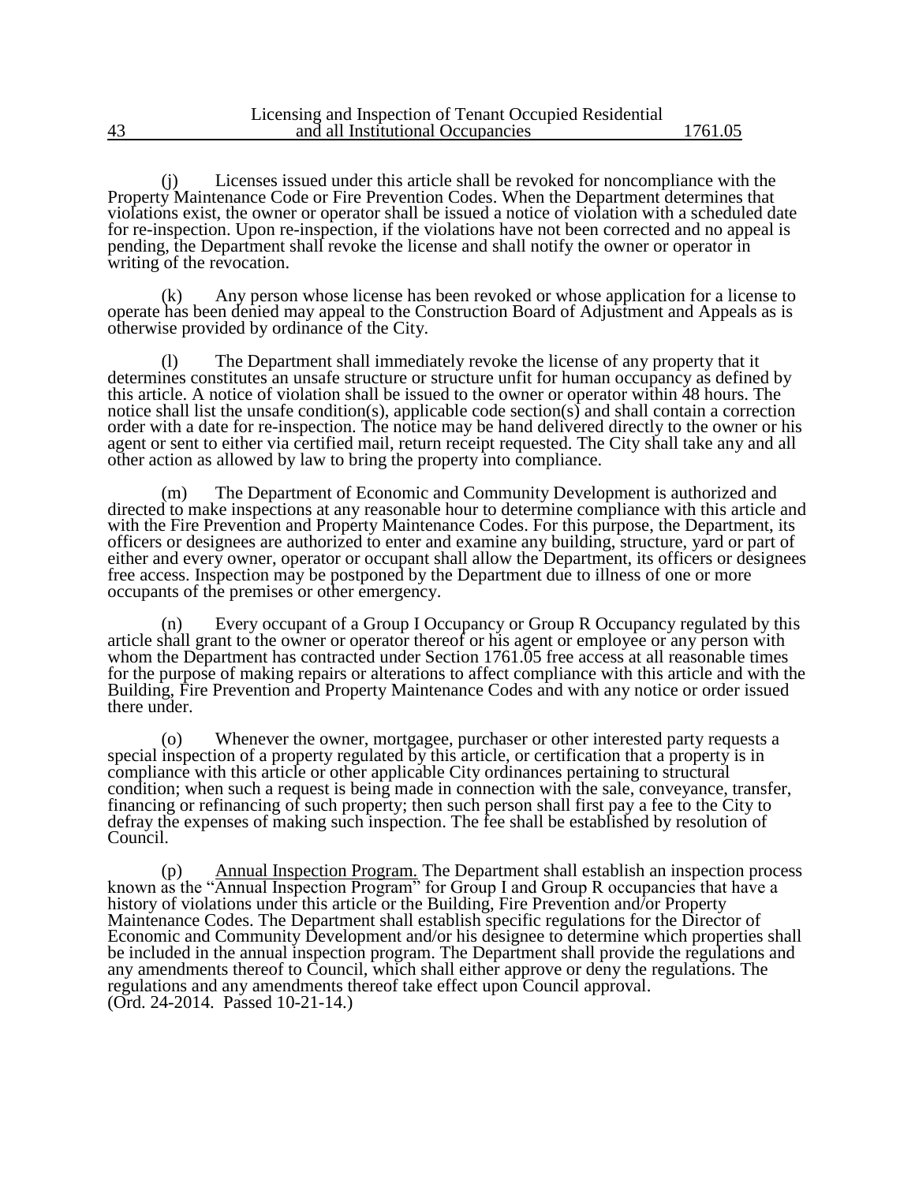(j) Licenses issued under this article shall be revoked for noncompliance with the Property Maintenance Code or Fire Prevention Codes. When the Department determines that violations exist, the owner or operator shall be issued a notice of violation with a scheduled date for re-inspection. Upon re-inspection, if the violations have not been corrected and no appeal is pending, the Department shall revoke the license and shall notify the owner or operator in writing of the revocation.

(k) Any person whose license has been revoked or whose application for a license to operate has been denied may appeal to the Construction Board of Adjustment and Appeals as is otherwise provided by ordinance of the City.

(l) The Department shall immediately revoke the license of any property that it determines constitutes an unsafe structure or structure unfit for human occupancy as defined by this article. A notice of violation shall be issued to the owner or operator within 48 hours. The notice shall list the unsafe condition(s), applicable code section(s) and shall contain a correction order with a date for re-inspection. The notice may be hand delivered directly to the owner or his agent or sent to either via certified mail, return receipt requested. The City shall take any and all other action as allowed by law to bring the property into compliance.

(m) The Department of Economic and Community Development is authorized and directed to make inspections at any reasonable hour to determine compliance with this article and with the Fire Prevention and Property Maintenance Codes. For this purpose, the Department, its officers or designees are authorized to enter and examine any building, structure, yard or part of either and every owner, operator or occupant shall allow the Department, its officers or designees free access. Inspection may be postponed by the Department due to illness of one or more occupants of the premises or other emergency.

(n) Every occupant of a Group I Occupancy or Group R Occupancy regulated by this article shall grant to the owner or operator thereof or his agent or employee or any person with whom the Department has contracted under Section 1761.05 free access at all reasonable times for the purpose of making repairs or alterations to affect compliance with this article and with the Building, Fire Prevention and Property Maintenance Codes and with any notice or order issued there under.

(o) Whenever the owner, mortgagee, purchaser or other interested party requests a special inspection of a property regulated by this article, or certification that a property is in compliance with this article or other applicable City ordinances pertaining to structural condition; when such a request is being made in connection with the sale, conveyance, transfer, financing or refinancing of such property; then such person shall first pay a fee to the City to defray the expenses of making such inspection. The fee shall be established by resolution of Council.

(p) Annual Inspection Program. The Department shall establish an inspection process known as the "Annual Inspection Program" for Group I and Group R occupancies that have a history of violations under this article or the Building, Fire Prevention and/or Property Maintenance Codes. The Department shall establish specific regulations for the Director of Economic and Community Development and/or his designee to determine which properties shall be included in the annual inspection program. The Department shall provide the regulations and any amendments thereof to Council, which shall either approve or deny the regulations. The regulations and any amendments thereof take effect upon Council approval.
(Ord. 24-2014. Passed 10-21-14.)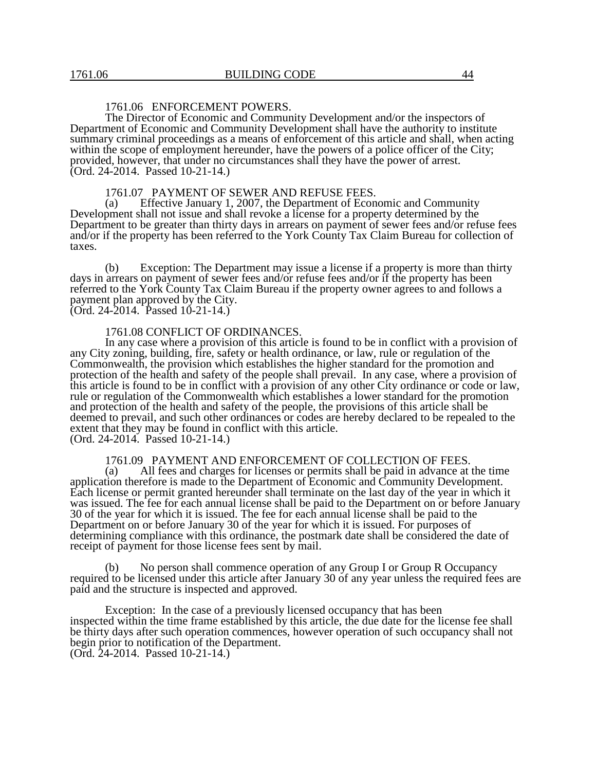### 1761.06 ENFORCEMENT POWERS.

The Director of Economic and Community Development and/or the inspectors of Department of Economic and Community Development shall have the authority to institute summary criminal proceedings as a means of enforcement of this article and shall, when acting within the scope of employment hereunder, have the powers of a police officer of the City; provided, however, that under no circumstances shall they have the power of arrest.
(Ord. 24-2014. Passed 10-21-14.)

### 1761.07 PAYMENT OF SEWER AND REFUSE FEES.

(a) Effective January 1, 2007, the Department of Economic and Community Development shall not issue and shall revoke a license for a property determined by the Department to be greater than thirty days in arrears on payment of sewer fees and/or refuse fees and/or if the property has been referred to the York County Tax Claim Bureau for collection of taxes.

(b) Exception: The Department may issue a license if a property is more than thirty days in arrears on payment of sewer fees and/or refuse fees and/or if the property has been referred to the York County Tax Claim Bureau if the property owner agrees to and follows a payment plan approved by the City.
(Ord. 24-2014. Passed 10-21-14.)

### 1761.08 CONFLICT OF ORDINANCES.

In any case where a provision of this article is found to be in conflict with a provision of any City zoning, building, fire, safety or health ordinance, or law, rule or regulation of the Commonwealth, the provision which establishes the higher standard for the promotion and protection of the health and safety of the people shall prevail. In any case, where a provision of this article is found to be in conflict with a provision of any other City ordinance or code or law, rule or regulation of the Commonwealth which establishes a lower standard for the promotion and protection of the health and safety of the people, the provisions of this article shall be deemed to prevail, and such other ordinances or codes are hereby declared to be repealed to the extent that they may be found in conflict with this article.
(Ord. 24-2014. Passed 10-21-14.)

### 1761.09 PAYMENT AND ENFORCEMENT OF COLLECTION OF FEES.

(a) All fees and charges for licenses or permits shall be paid in advance at the time application therefore is made to the Department of Economic and Community Development. Each license or permit granted hereunder shall terminate on the last day of the year in which it was issued. The fee for each annual license shall be paid to the Department on or before January 30 of the year for which it is issued. The fee for each annual license shall be paid to the Department on or before January 30 of the year for which it is issued. For purposes of determining compliance with this ordinance, the postmark date shall be considered the date of receipt of payment for those license fees sent by mail.

(b) No person shall commence operation of any Group I or Group R Occupancy required to be licensed under this article after January 30 of any year unless the required fees are paid and the structure is inspected and approved.

Exception: In the case of a previously licensed occupancy that has been inspected within the time frame established by this article, the due date for the license fee shall be thirty days after such operation commences, however operation of such occupancy shall not begin prior to notification of the Department.
(Ord. 24-2014. Passed 10-21-14.)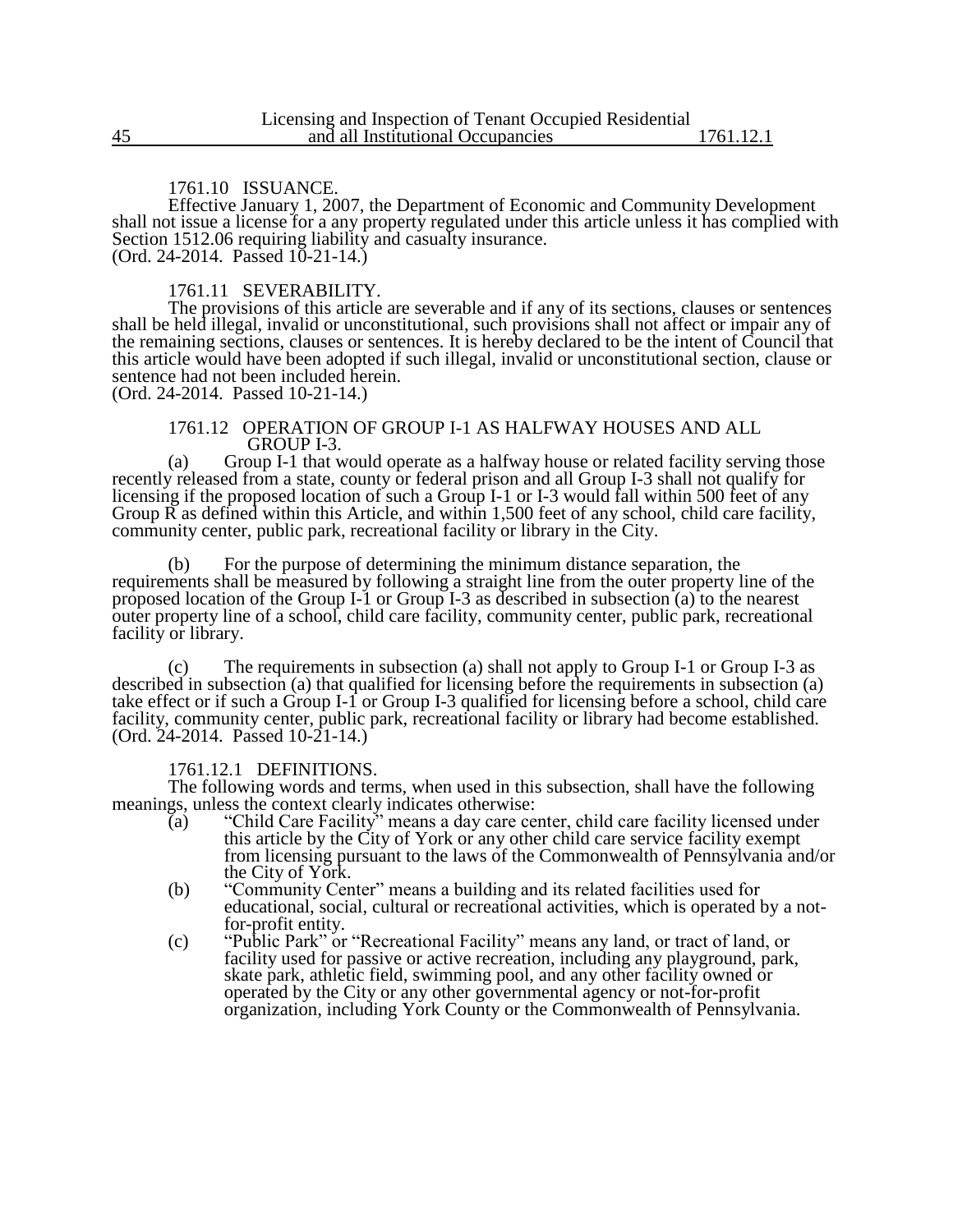### 1761.10 ISSUANCE.

Effective January 1, 2007, the Department of Economic and Community Development shall not issue a license for a any property regulated under this article unless it has complied with Section 1512.06 requiring liability and casualty insurance.
(Ord. 24-2014. Passed 10-21-14.)

### 1761.11 SEVERABILITY.

The provisions of this article are severable and if any of its sections, clauses or sentences shall be held illegal, invalid or unconstitutional, such provisions shall not affect or impair any of the remaining sections, clauses or sentences. It is hereby declared to be the intent of Council that this article would have been adopted if such illegal, invalid or unconstitutional section, clause or sentence had not been included herein.
(Ord. 24-2014. Passed 10-21-14.)

### 1761.12 OPERATION OF GROUP I-1 AS HALFWAY HOUSES AND ALL GROUP I-3.

(a) Group I-1 that would operate as a halfway house or related facility serving those recently released from a state, county or federal prison and all Group I-3 shall not qualify for licensing if the proposed location of such a Group I-1 or I-3 would fall within 500 feet of any Group R as defined within this Article, and within 1,500 feet of any school, child care facility, community center, public park, recreational facility or library in the City.

(b) For the purpose of determining the minimum distance separation, the requirements shall be measured by following a straight line from the outer property line of the proposed location of the Group I-1 or Group I-3 as described in subsection (a) to the nearest outer property line of a school, child care facility, community center, public park, recreational facility or library.

(c) The requirements in subsection (a) shall not apply to Group I-1 or Group I-3 as described in subsection (a) that qualified for licensing before the requirements in subsection (a) take effect or if such a Group I-1 or Group I-3 qualified for licensing before a school, child care facility, community center, public park, recreational facility or library had become established.
(Ord. 24-2014. Passed 10-21-14.)

### 1761.12.1 DEFINITIONS.

The following words and terms, when used in this subsection, shall have the following meanings, unless the context clearly indicates otherwise:

(a) "Child Care Facility" means a day care center, child care facility licensed under this article by the City of York or any other child care service facility exempt from licensing pursuant to the laws of the Commonwealth of Pennsylvania and/or the City of York.

(b) "Community Center" means a building and its related facilities used for educational, social, cultural or recreational activities, which is operated by a not-for-profit entity.

(c) "Public Park" or "Recreational Facility" means any land, or tract of land, or facility used for passive or active recreation, including any playground, park, skate park, athletic field, swimming pool, and any other facility owned or operated by the City or any other governmental agency or not-for-profit organization, including York County or the Commonwealth of Pennsylvania.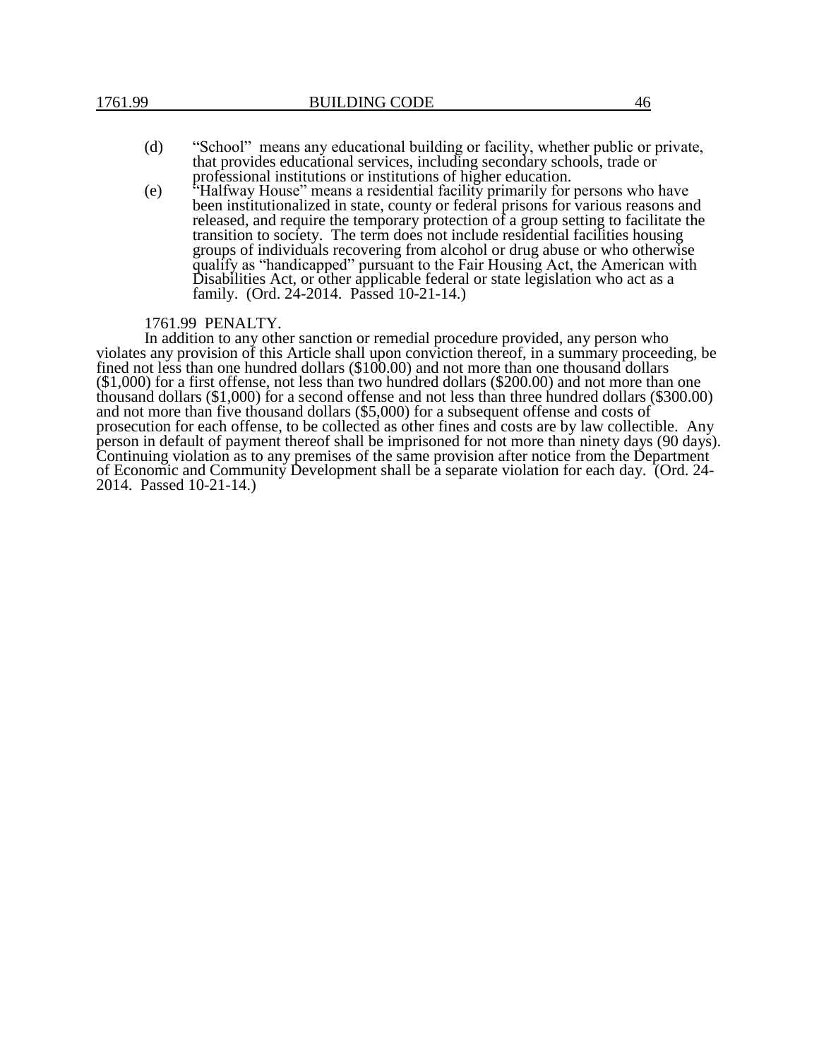(d) "School" means any educational building or facility, whether public or private, that provides educational services, including secondary schools, trade or professional institutions or institutions of higher education.

(e) "Halfway House" means a residential facility primarily for persons who have been institutionalized in state, county or federal prisons for various reasons and released, and require the temporary protection of a group setting to facilitate the transition to society. The term does not include residential facilities housing groups of individuals recovering from alcohol or drug abuse or who otherwise qualify as "handicapped" pursuant to the Fair Housing Act, the American with Disabilities Act, or other applicable federal or state legislation who act as a family. (Ord. 24-2014. Passed 10-21-14.)

### 1761.99 PENALTY.

In addition to any other sanction or remedial procedure provided, any person who violates any provision of this Article shall upon conviction thereof, in a summary proceeding, be fined not less than one hundred dollars ($100.00) and not more than one thousand dollars ($1,000) for a first offense, not less than two hundred dollars ($200.00) and not more than one thousand dollars ($1,000) for a second offense and not less than three hundred dollars ($300.00) and not more than five thousand dollars ($5,000) for a subsequent offense and costs of prosecution for each offense, to be collected as other fines and costs are by law collectible. Any person in default of payment thereof shall be imprisoned for not more than ninety days (90 days). Continuing violation as to any premises of the same provision after notice from the Department of Economic and Community Development shall be a separate violation for each day. (Ord. 24-2014. Passed 10-21-14.)